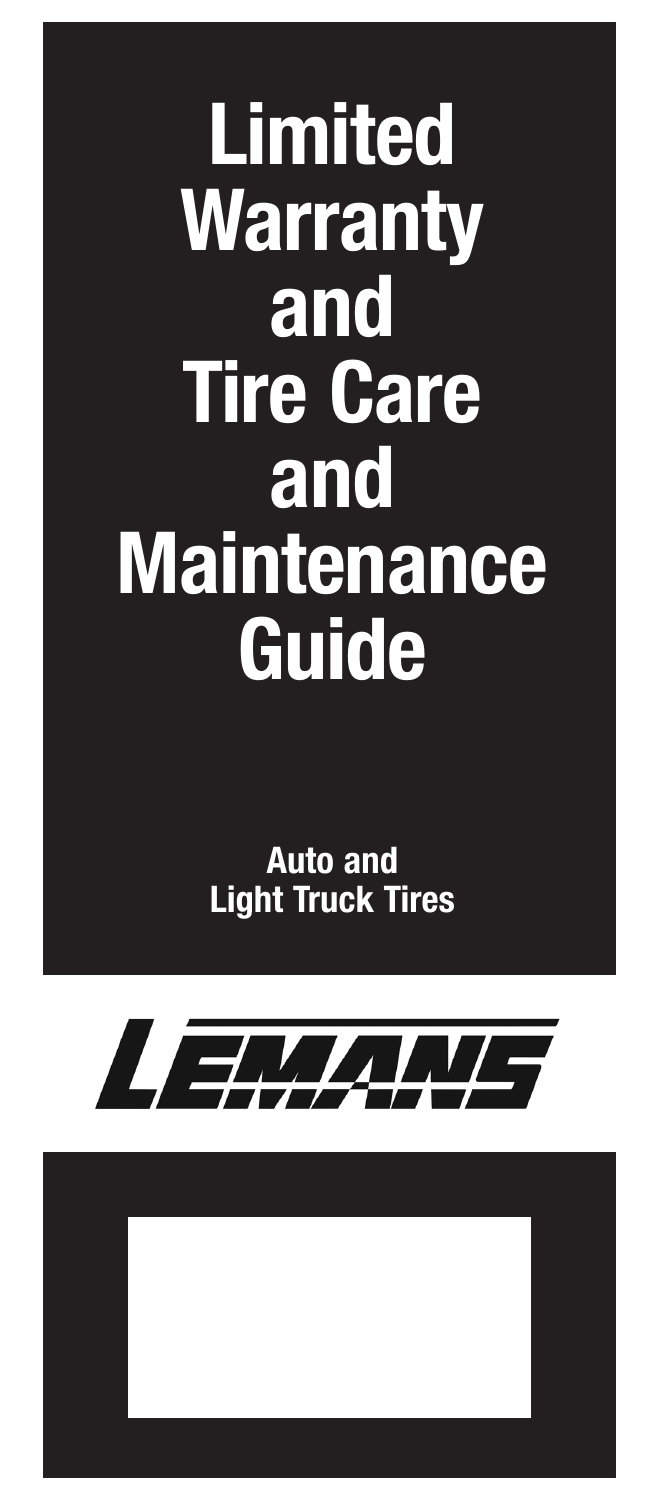# Limited Warranty and Tire Care and Maintenance Guide

**Auto and Light Truck Tires**

LEMANS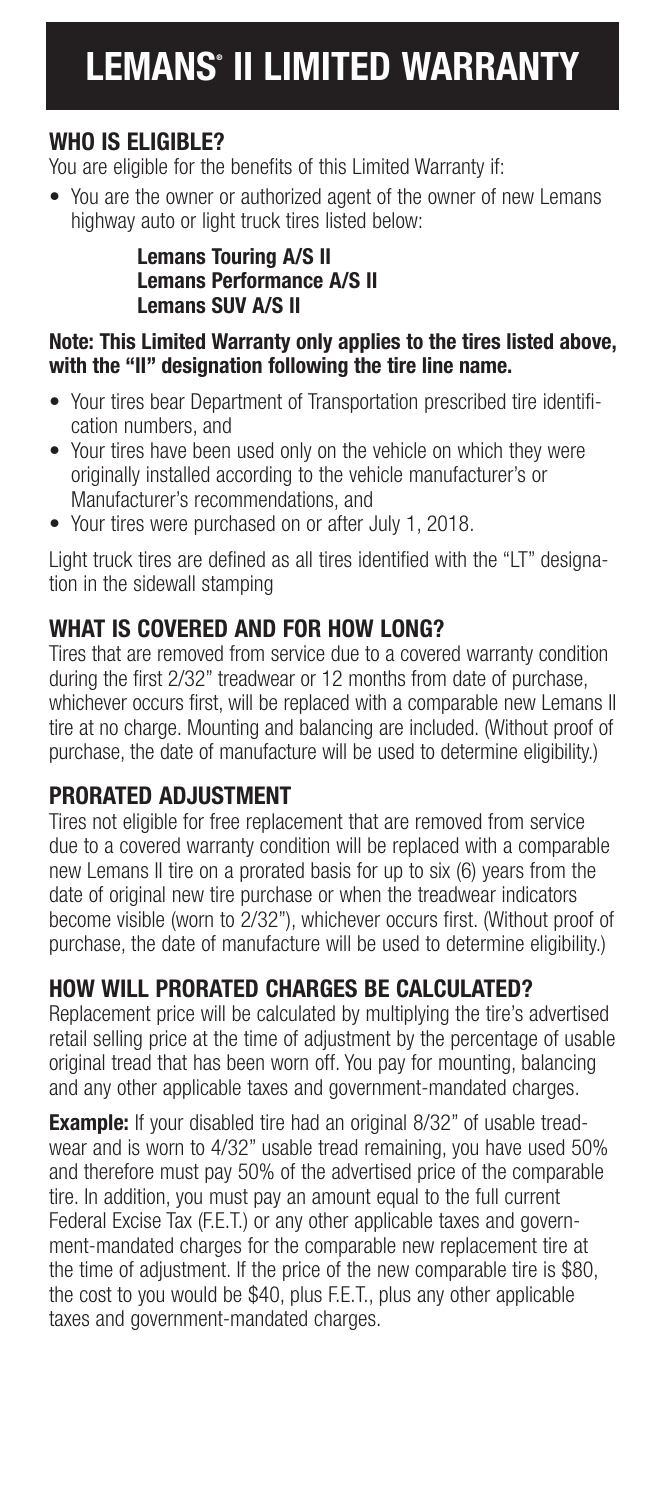# LEMANS® II LIMITED WARRANTY

## WHO IS ELIGIBLE?

You are eligible for the benefits of this Limited Warranty if:

- You are the owner or authorized agent of the owner of new Lemans highway auto or light truck tires listed below:

  **Lemans Touring A/S II**
  **Lemans Performance A/S II**
  **Lemans SUV A/S II**

**Note: This Limited Warranty only applies to the tires listed above, with the "II" designation following the tire line name.**

- Your tires bear Department of Transportation prescribed tire identification numbers, and
- Your tires have been used only on the vehicle on which they were originally installed according to the vehicle manufacturer's or Manufacturer's recommendations, and
- Your tires were purchased on or after July 1, 2018.

Light truck tires are defined as all tires identified with the "LT" designation in the sidewall stamping

## WHAT IS COVERED AND FOR HOW LONG?

Tires that are removed from service due to a covered warranty condition during the first 2/32" treadwear or 12 months from date of purchase, whichever occurs first, will be replaced with a comparable new Lemans II tire at no charge. Mounting and balancing are included. (Without proof of purchase, the date of manufacture will be used to determine eligibility.)

## PRORATED ADJUSTMENT

Tires not eligible for free replacement that are removed from service due to a covered warranty condition will be replaced with a comparable new Lemans II tire on a prorated basis for up to six (6) years from the date of original new tire purchase or when the treadwear indicators become visible (worn to 2/32"), whichever occurs first. (Without proof of purchase, the date of manufacture will be used to determine eligibility.)

## HOW WILL PRORATED CHARGES BE CALCULATED?

Replacement price will be calculated by multiplying the tire's advertised retail selling price at the time of adjustment by the percentage of usable original tread that has been worn off. You pay for mounting, balancing and any other applicable taxes and government-mandated charges.

**Example:** If your disabled tire had an original 8/32" of usable treadwear and is worn to 4/32" usable tread remaining, you have used 50% and therefore must pay 50% of the advertised price of the comparable tire. In addition, you must pay an amount equal to the full current Federal Excise Tax (F.E.T.) or any other applicable taxes and government-mandated charges for the comparable new replacement tire at the time of adjustment. If the price of the new comparable tire is $80, the cost to you would be $40, plus F.E.T., plus any other applicable taxes and government-mandated charges.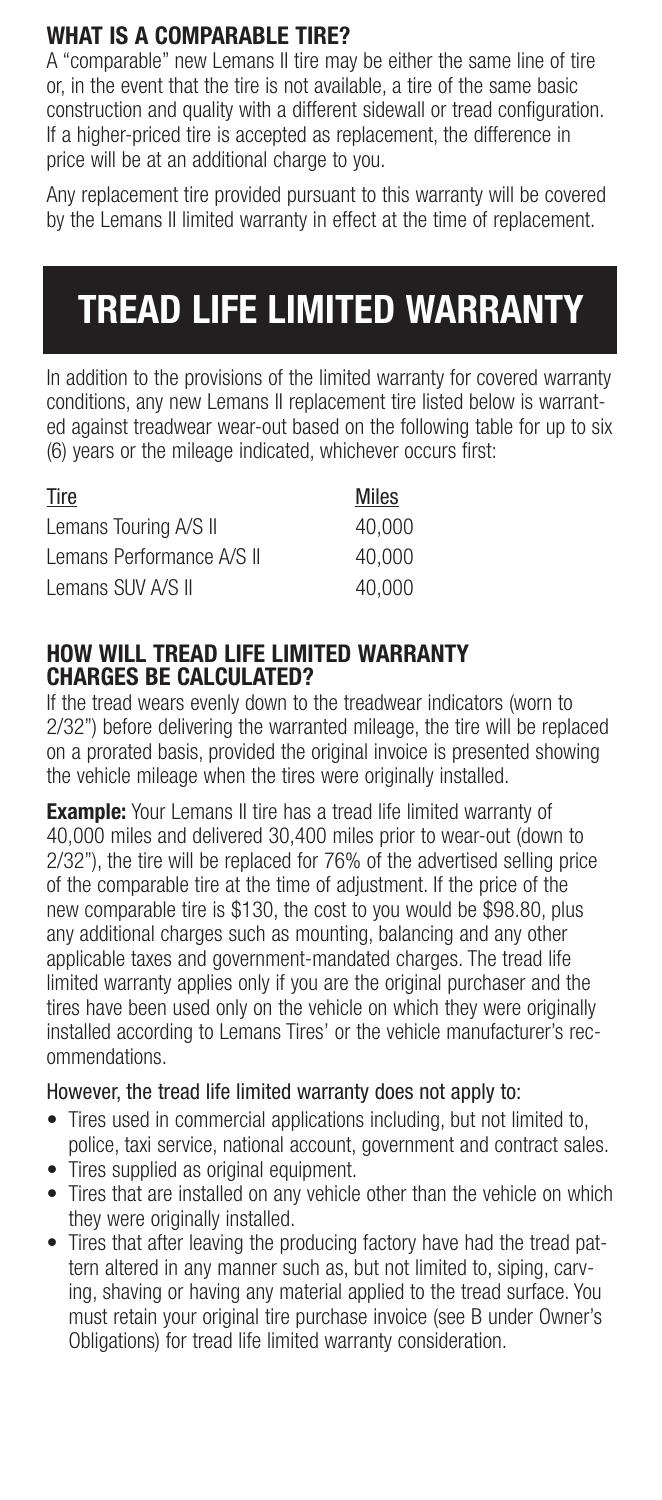### WHAT IS A COMPARABLE TIRE?

A "comparable" new Lemans II tire may be either the same line of tire or, in the event that the tire is not available, a tire of the same basic construction and quality with a different sidewall or tread configuration. If a higher-priced tire is accepted as replacement, the difference in price will be at an additional charge to you.

Any replacement tire provided pursuant to this warranty will be covered by the Lemans II limited warranty in effect at the time of replacement.

# TREAD LIFE LIMITED WARRANTY

In addition to the provisions of the limited warranty for covered warranty conditions, any new Lemans II replacement tire listed below is warranted against treadwear wear-out based on the following table for up to six (6) years or the mileage indicated, whichever occurs first:

| Tire | Miles |
|---|---|
| Lemans Touring A/S II | 40,000 |
| Lemans Performance A/S II | 40,000 |
| Lemans SUV A/S II | 40,000 |

### HOW WILL TREAD LIFE LIMITED WARRANTY CHARGES BE CALCULATED?

If the tread wears evenly down to the treadwear indicators (worn to 2/32") before delivering the warranted mileage, the tire will be replaced on a prorated basis, provided the original invoice is presented showing the vehicle mileage when the tires were originally installed.

**Example:** Your Lemans II tire has a tread life limited warranty of 40,000 miles and delivered 30,400 miles prior to wear-out (down to 2/32"), the tire will be replaced for 76% of the advertised selling price of the comparable tire at the time of adjustment. If the price of the new comparable tire is $130, the cost to you would be $98.80, plus any additional charges such as mounting, balancing and any other applicable taxes and government-mandated charges. The tread life limited warranty applies only if you are the original purchaser and the tires have been used only on the vehicle on which they were originally installed according to Lemans Tires' or the vehicle manufacturer's recommendations.

However, the tread life limited warranty does not apply to:

- Tires used in commercial applications including, but not limited to, police, taxi service, national account, government and contract sales.
- Tires supplied as original equipment.
- Tires that are installed on any vehicle other than the vehicle on which they were originally installed.
- Tires that after leaving the producing factory have had the tread pattern altered in any manner such as, but not limited to, siping, carving, shaving or having any material applied to the tread surface. You must retain your original tire purchase invoice (see B under Owner's Obligations) for tread life limited warranty consideration.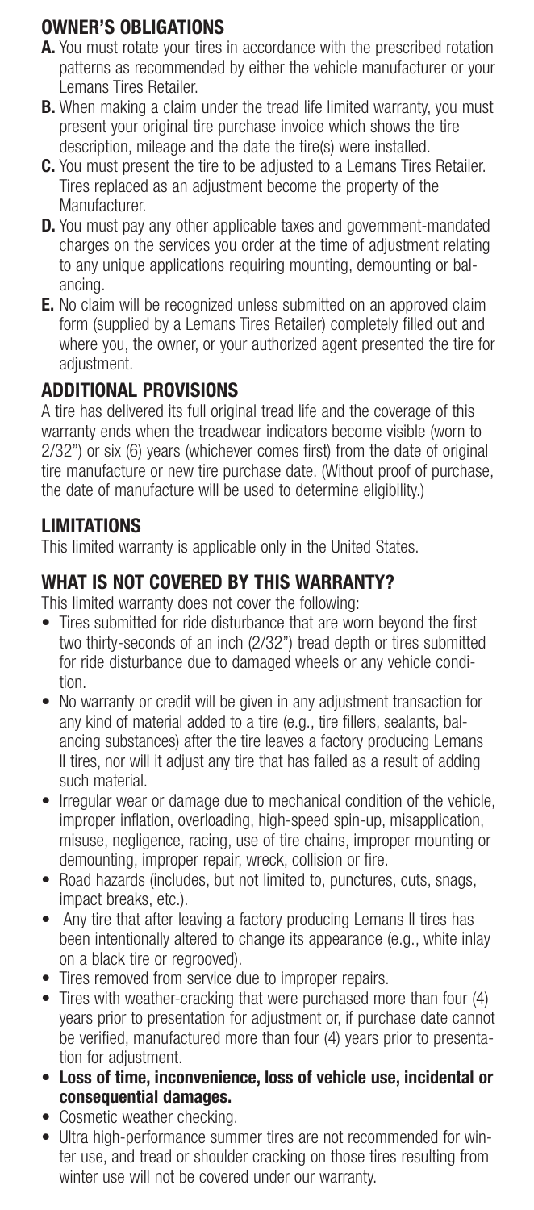## OWNER'S OBLIGATIONS

**A.** You must rotate your tires in accordance with the prescribed rotation patterns as recommended by either the vehicle manufacturer or your Lemans Tires Retailer.

**B.** When making a claim under the tread life limited warranty, you must present your original tire purchase invoice which shows the tire description, mileage and the date the tire(s) were installed.

**C.** You must present the tire to be adjusted to a Lemans Tires Retailer. Tires replaced as an adjustment become the property of the Manufacturer.

**D.** You must pay any other applicable taxes and government-mandated charges on the services you order at the time of adjustment relating to any unique applications requiring mounting, demounting or balancing.

**E.** No claim will be recognized unless submitted on an approved claim form (supplied by a Lemans Tires Retailer) completely filled out and where you, the owner, or your authorized agent presented the tire for adjustment.

## ADDITIONAL PROVISIONS

A tire has delivered its full original tread life and the coverage of this warranty ends when the treadwear indicators become visible (worn to 2/32") or six (6) years (whichever comes first) from the date of original tire manufacture or new tire purchase date. (Without proof of purchase, the date of manufacture will be used to determine eligibility.)

## LIMITATIONS

This limited warranty is applicable only in the United States.

## WHAT IS NOT COVERED BY THIS WARRANTY?

This limited warranty does not cover the following:

- Tires submitted for ride disturbance that are worn beyond the first two thirty-seconds of an inch (2/32") tread depth or tires submitted for ride disturbance due to damaged wheels or any vehicle condition.
- No warranty or credit will be given in any adjustment transaction for any kind of material added to a tire (e.g., tire fillers, sealants, balancing substances) after the tire leaves a factory producing Lemans II tires, nor will it adjust any tire that has failed as a result of adding such material.
- Irregular wear or damage due to mechanical condition of the vehicle, improper inflation, overloading, high-speed spin-up, misapplication, misuse, negligence, racing, use of tire chains, improper mounting or demounting, improper repair, wreck, collision or fire.
- Road hazards (includes, but not limited to, punctures, cuts, snags, impact breaks, etc.).
- Any tire that after leaving a factory producing Lemans II tires has been intentionally altered to change its appearance (e.g., white inlay on a black tire or regrooved).
- Tires removed from service due to improper repairs.
- Tires with weather-cracking that were purchased more than four (4) years prior to presentation for adjustment or, if purchase date cannot be verified, manufactured more than four (4) years prior to presentation for adjustment.
- **Loss of time, inconvenience, loss of vehicle use, incidental or consequential damages.**
- Cosmetic weather checking.
- Ultra high-performance summer tires are not recommended for winter use, and tread or shoulder cracking on those tires resulting from winter use will not be covered under our warranty.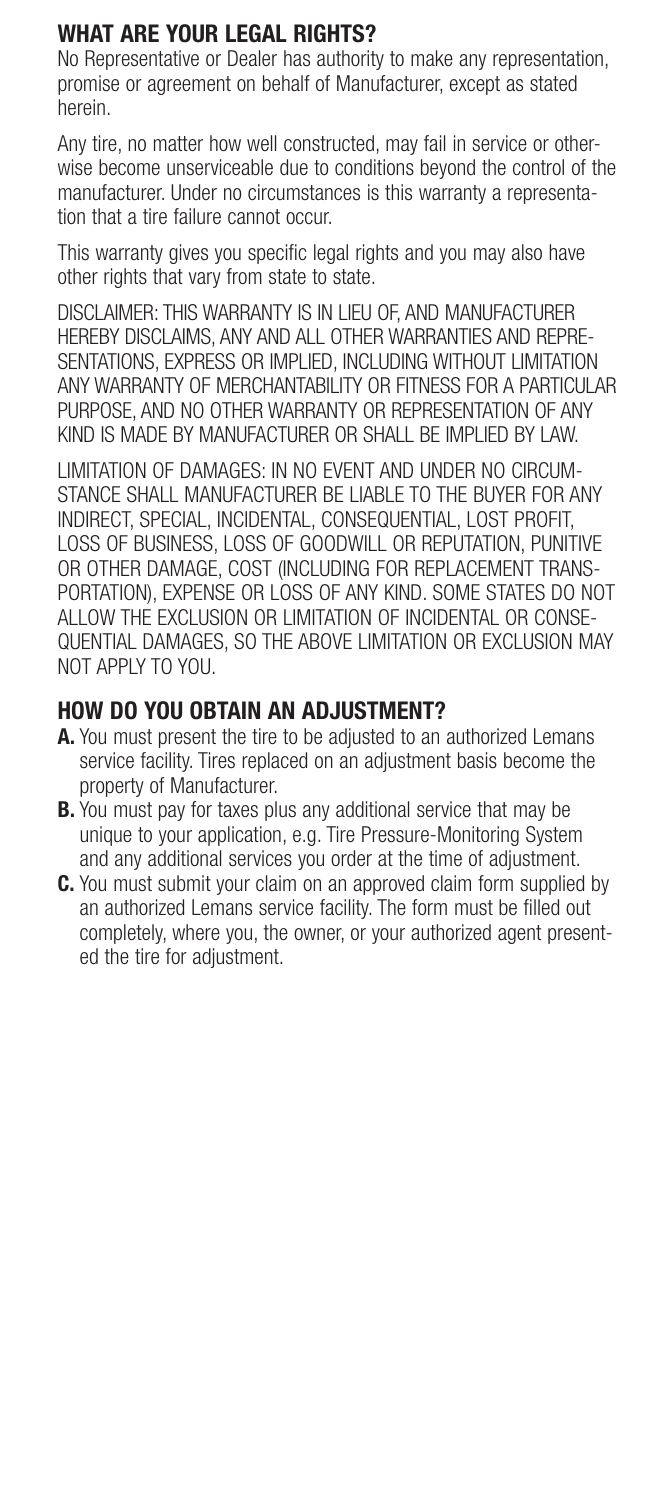## WHAT ARE YOUR LEGAL RIGHTS?

No Representative or Dealer has authority to make any representation, promise or agreement on behalf of Manufacturer, except as stated herein.

Any tire, no matter how well constructed, may fail in service or otherwise become unserviceable due to conditions beyond the control of the manufacturer. Under no circumstances is this warranty a representation that a tire failure cannot occur.

This warranty gives you specific legal rights and you may also have other rights that vary from state to state.

DISCLAIMER: THIS WARRANTY IS IN LIEU OF, AND MANUFACTURER HEREBY DISCLAIMS, ANY AND ALL OTHER WARRANTIES AND REPRESENTATIONS, EXPRESS OR IMPLIED, INCLUDING WITHOUT LIMITATION ANY WARRANTY OF MERCHANTABILITY OR FITNESS FOR A PARTICULAR PURPOSE, AND NO OTHER WARRANTY OR REPRESENTATION OF ANY KIND IS MADE BY MANUFACTURER OR SHALL BE IMPLIED BY LAW.

LIMITATION OF DAMAGES: IN NO EVENT AND UNDER NO CIRCUMSTANCE SHALL MANUFACTURER BE LIABLE TO THE BUYER FOR ANY INDIRECT, SPECIAL, INCIDENTAL, CONSEQUENTIAL, LOST PROFIT, LOSS OF BUSINESS, LOSS OF GOODWILL OR REPUTATION, PUNITIVE OR OTHER DAMAGE, COST (INCLUDING FOR REPLACEMENT TRANSPORTATION), EXPENSE OR LOSS OF ANY KIND. SOME STATES DO NOT ALLOW THE EXCLUSION OR LIMITATION OF INCIDENTAL OR CONSEQUENTIAL DAMAGES, SO THE ABOVE LIMITATION OR EXCLUSION MAY NOT APPLY TO YOU.

## HOW DO YOU OBTAIN AN ADJUSTMENT?

**A.** You must present the tire to be adjusted to an authorized Lemans service facility. Tires replaced on an adjustment basis become the property of Manufacturer.

**B.** You must pay for taxes plus any additional service that may be unique to your application, e.g. Tire Pressure-Monitoring System and any additional services you order at the time of adjustment.

**C.** You must submit your claim on an approved claim form supplied by an authorized Lemans service facility. The form must be filled out completely, where you, the owner, or your authorized agent presented the tire for adjustment.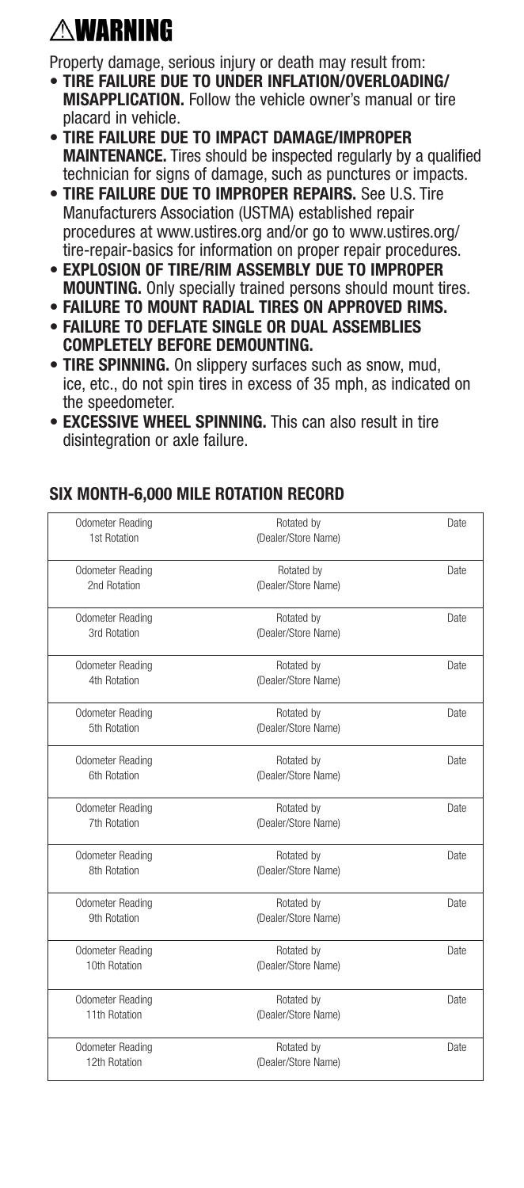# ⚠WARNING

Property damage, serious injury or death may result from:

- **TIRE FAILURE DUE TO UNDER INFLATION/OVERLOADING/ MISAPPLICATION.** Follow the vehicle owner's manual or tire placard in vehicle.
- **TIRE FAILURE DUE TO IMPACT DAMAGE/IMPROPER MAINTENANCE.** Tires should be inspected regularly by a qualified technician for signs of damage, such as punctures or impacts.
- **TIRE FAILURE DUE TO IMPROPER REPAIRS.** See U.S. Tire Manufacturers Association (USTMA) established repair procedures at www.ustires.org and/or go to www.ustires.org/tire-repair-basics for information on proper repair procedures.
- **EXPLOSION OF TIRE/RIM ASSEMBLY DUE TO IMPROPER MOUNTING.** Only specially trained persons should mount tires.
- **FAILURE TO MOUNT RADIAL TIRES ON APPROVED RIMS.**
- **FAILURE TO DEFLATE SINGLE OR DUAL ASSEMBLIES COMPLETELY BEFORE DEMOUNTING.**
- **TIRE SPINNING.** On slippery surfaces such as snow, mud, ice, etc., do not spin tires in excess of 35 mph, as indicated on the speedometer.
- **EXCESSIVE WHEEL SPINNING.** This can also result in tire disintegration or axle failure.

## SIX MONTH-6,000 MILE ROTATION RECORD

| Odometer Reading | Rotated by (Dealer/Store Name) | Date |
|---|---|---|
| 1st Rotation | | |
| 2nd Rotation | | |
| 3rd Rotation | | |
| 4th Rotation | | |
| 5th Rotation | | |
| 6th Rotation | | |
| 7th Rotation | | |
| 8th Rotation | | |
| 9th Rotation | | |
| 10th Rotation | | |
| 11th Rotation | | |
| 12th Rotation | | |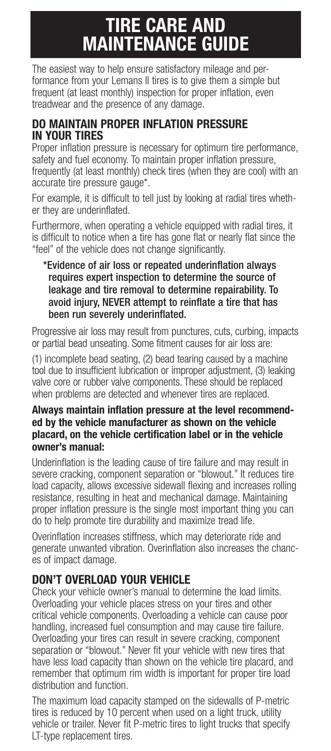# TIRE CARE AND MAINTENANCE GUIDE

The easiest way to help ensure satisfactory mileage and performance from your Lemans II tires is to give them a simple but frequent (at least monthly) inspection for proper inflation, even treadwear and the presence of any damage.

## DO MAINTAIN PROPER INFLATION PRESSURE IN YOUR TIRES

Proper inflation pressure is necessary for optimum tire performance, safety and fuel economy. To maintain proper inflation pressure, frequently (at least monthly) check tires (when they are cool) with an accurate tire pressure gauge*.

For example, it is difficult to tell just by looking at radial tires whether they are underinflated.

Furthermore, when operating a vehicle equipped with radial tires, it is difficult to notice when a tire has gone flat or nearly flat since the "feel" of the vehicle does not change significantly.

> **\*Evidence of air loss or repeated underinflation always requires expert inspection to determine the source of leakage and tire removal to determine repairability. To avoid injury, NEVER attempt to reinflate a tire that has been run severely underinflated.**

Progressive air loss may result from punctures, cuts, curbing, impacts or partial bead unseating. Some fitment causes for air loss are:

(1) incomplete bead seating, (2) bead tearing caused by a machine tool due to insufficient lubrication or improper adjustment, (3) leaking valve core or rubber valve components. These should be replaced when problems are detected and whenever tires are replaced.

**Always maintain inflation pressure at the level recommended by the vehicle manufacturer as shown on the vehicle placard, on the vehicle certification label or in the vehicle owner's manual:**

Underinflation is the leading cause of tire failure and may result in severe cracking, component separation or "blowout." It reduces tire load capacity, allows excessive sidewall flexing and increases rolling resistance, resulting in heat and mechanical damage. Maintaining proper inflation pressure is the single most important thing you can do to help promote tire durability and maximize tread life.

Overinflation increases stiffness, which may deteriorate ride and generate unwanted vibration. Overinflation also increases the chances of impact damage.

## DON'T OVERLOAD YOUR VEHICLE

Check your vehicle owner's manual to determine the load limits. Overloading your vehicle places stress on your tires and other critical vehicle components. Overloading a vehicle can cause poor handling, increased fuel consumption and may cause tire failure. Overloading your tires can result in severe cracking, component separation or "blowout." Never fit your vehicle with new tires that have less load capacity than shown on the vehicle tire placard, and remember that optimum rim width is important for proper tire load distribution and function.

The maximum load capacity stamped on the sidewalls of P-metric tires is reduced by 10 percent when used on a light truck, utility vehicle or trailer. Never fit P-metric tires to light trucks that specify LT-type replacement tires.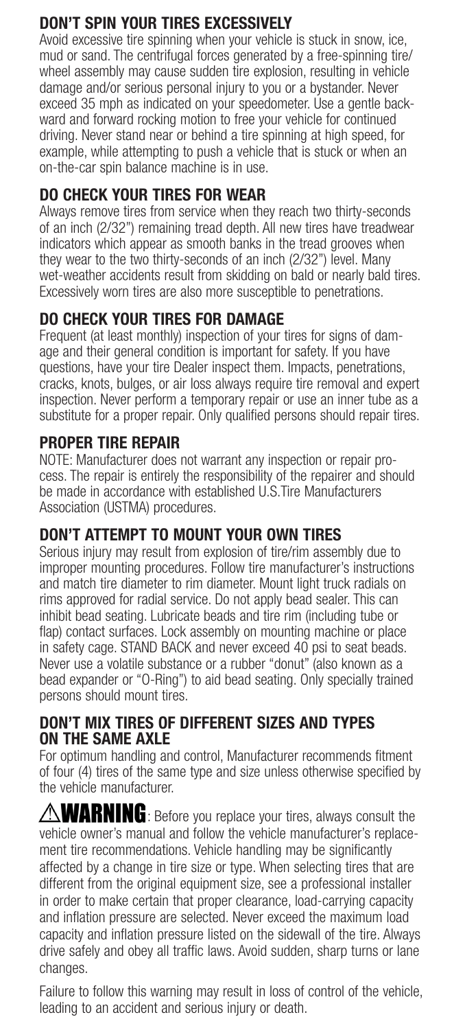## DON'T SPIN YOUR TIRES EXCESSIVELY

Avoid excessive tire spinning when your vehicle is stuck in snow, ice, mud or sand. The centrifugal forces generated by a free-spinning tire/wheel assembly may cause sudden tire explosion, resulting in vehicle damage and/or serious personal injury to you or a bystander. Never exceed 35 mph as indicated on your speedometer. Use a gentle backward and forward rocking motion to free your vehicle for continued driving. Never stand near or behind a tire spinning at high speed, for example, while attempting to push a vehicle that is stuck or when an on-the-car spin balance machine is in use.

## DO CHECK YOUR TIRES FOR WEAR

Always remove tires from service when they reach two thirty-seconds of an inch (2/32") remaining tread depth. All new tires have treadwear indicators which appear as smooth banks in the tread grooves when they wear to the two thirty-seconds of an inch (2/32") level. Many wet-weather accidents result from skidding on bald or nearly bald tires. Excessively worn tires are also more susceptible to penetrations.

## DO CHECK YOUR TIRES FOR DAMAGE

Frequent (at least monthly) inspection of your tires for signs of damage and their general condition is important for safety. If you have questions, have your tire Dealer inspect them. Impacts, penetrations, cracks, knots, bulges, or air loss always require tire removal and expert inspection. Never perform a temporary repair or use an inner tube as a substitute for a proper repair. Only qualified persons should repair tires.

## PROPER TIRE REPAIR

NOTE: Manufacturer does not warrant any inspection or repair process. The repair is entirely the responsibility of the repairer and should be made in accordance with established U.S.Tire Manufacturers Association (USTMA) procedures.

## DON'T ATTEMPT TO MOUNT YOUR OWN TIRES

Serious injury may result from explosion of tire/rim assembly due to improper mounting procedures. Follow tire manufacturer's instructions and match tire diameter to rim diameter. Mount light truck radials on rims approved for radial service. Do not apply bead sealer. This can inhibit bead seating. Lubricate beads and tire rim (including tube or flap) contact surfaces. Lock assembly on mounting machine or place in safety cage. STAND BACK and never exceed 40 psi to seat beads. Never use a volatile substance or a rubber "donut" (also known as a bead expander or "O-Ring") to aid bead seating. Only specially trained persons should mount tires.

## DON'T MIX TIRES OF DIFFERENT SIZES AND TYPES ON THE SAME AXLE

For optimum handling and control, Manufacturer recommends fitment of four (4) tires of the same type and size unless otherwise specified by the vehicle manufacturer.

⚠**WARNING**: Before you replace your tires, always consult the vehicle owner's manual and follow the vehicle manufacturer's replacement tire recommendations. Vehicle handling may be significantly affected by a change in tire size or type. When selecting tires that are different from the original equipment size, see a professional installer in order to make certain that proper clearance, load-carrying capacity and inflation pressure are selected. Never exceed the maximum load capacity and inflation pressure listed on the sidewall of the tire. Always drive safely and obey all traffic laws. Avoid sudden, sharp turns or lane changes.

Failure to follow this warning may result in loss of control of the vehicle, leading to an accident and serious injury or death.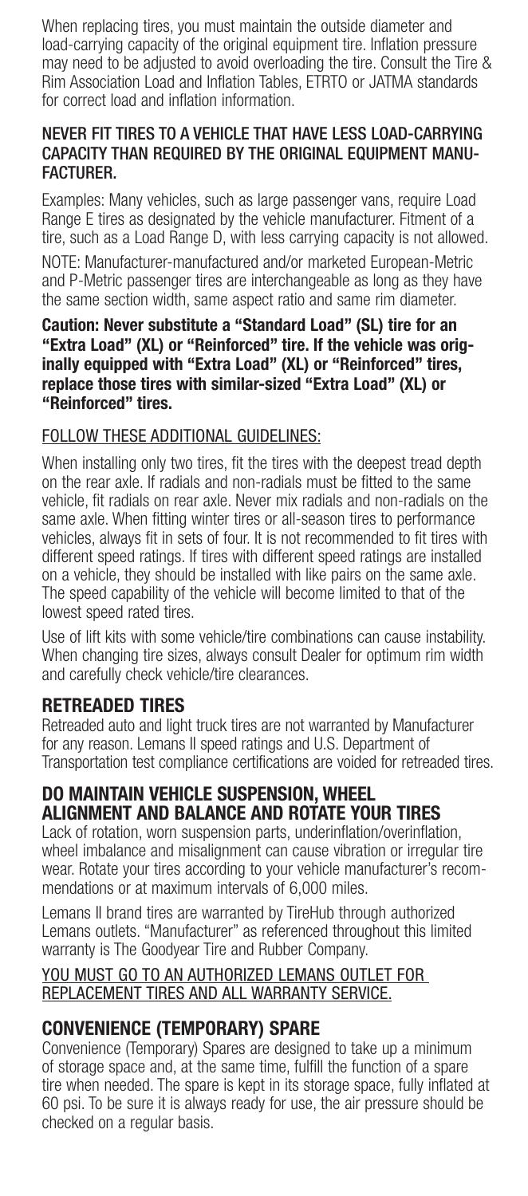When replacing tires, you must maintain the outside diameter and load-carrying capacity of the original equipment tire. Inflation pressure may need to be adjusted to avoid overloading the tire. Consult the Tire & Rim Association Load and Inflation Tables, ETRTO or JATMA standards for correct load and inflation information.

**NEVER FIT TIRES TO A VEHICLE THAT HAVE LESS LOAD-CARRYING CAPACITY THAN REQUIRED BY THE ORIGINAL EQUIPMENT MANUFACTURER.**

Examples: Many vehicles, such as large passenger vans, require Load Range E tires as designated by the vehicle manufacturer. Fitment of a tire, such as a Load Range D, with less carrying capacity is not allowed.

NOTE: Manufacturer-manufactured and/or marketed European-Metric and P-Metric passenger tires are interchangeable as long as they have the same section width, same aspect ratio and same rim diameter.

**Caution: Never substitute a "Standard Load" (SL) tire for an "Extra Load" (XL) or "Reinforced" tire. If the vehicle was originally equipped with "Extra Load" (XL) or "Reinforced" tires, replace those tires with similar-sized "Extra Load" (XL) or "Reinforced" tires.**

<u>FOLLOW THESE ADDITIONAL GUIDELINES:</u>

When installing only two tires, fit the tires with the deepest tread depth on the rear axle. If radials and non-radials must be fitted to the same vehicle, fit radials on rear axle. Never mix radials and non-radials on the same axle. When fitting winter tires or all-season tires to performance vehicles, always fit in sets of four. It is not recommended to fit tires with different speed ratings. If tires with different speed ratings are installed on a vehicle, they should be installed with like pairs on the same axle. The speed capability of the vehicle will become limited to that of the lowest speed rated tires.

Use of lift kits with some vehicle/tire combinations can cause instability. When changing tire sizes, always consult Dealer for optimum rim width and carefully check vehicle/tire clearances.

## RETREADED TIRES

Retreaded auto and light truck tires are not warranted by Manufacturer for any reason. Lemans II speed ratings and U.S. Department of Transportation test compliance certifications are voided for retreaded tires.

## DO MAINTAIN VEHICLE SUSPENSION, WHEEL ALIGNMENT AND BALANCE AND ROTATE YOUR TIRES

Lack of rotation, worn suspension parts, underinflation/overinflation, wheel imbalance and misalignment can cause vibration or irregular tire wear. Rotate your tires according to your vehicle manufacturer's recommendations or at maximum intervals of 6,000 miles.

Lemans II brand tires are warranted by TireHub through authorized Lemans outlets. "Manufacturer" as referenced throughout this limited warranty is The Goodyear Tire and Rubber Company.

<u>YOU MUST GO TO AN AUTHORIZED LEMANS OUTLET FOR REPLACEMENT TIRES AND ALL WARRANTY SERVICE.</u>

## CONVENIENCE (TEMPORARY) SPARE

Convenience (Temporary) Spares are designed to take up a minimum of storage space and, at the same time, fulfill the function of a spare tire when needed. The spare is kept in its storage space, fully inflated at 60 psi. To be sure it is always ready for use, the air pressure should be checked on a regular basis.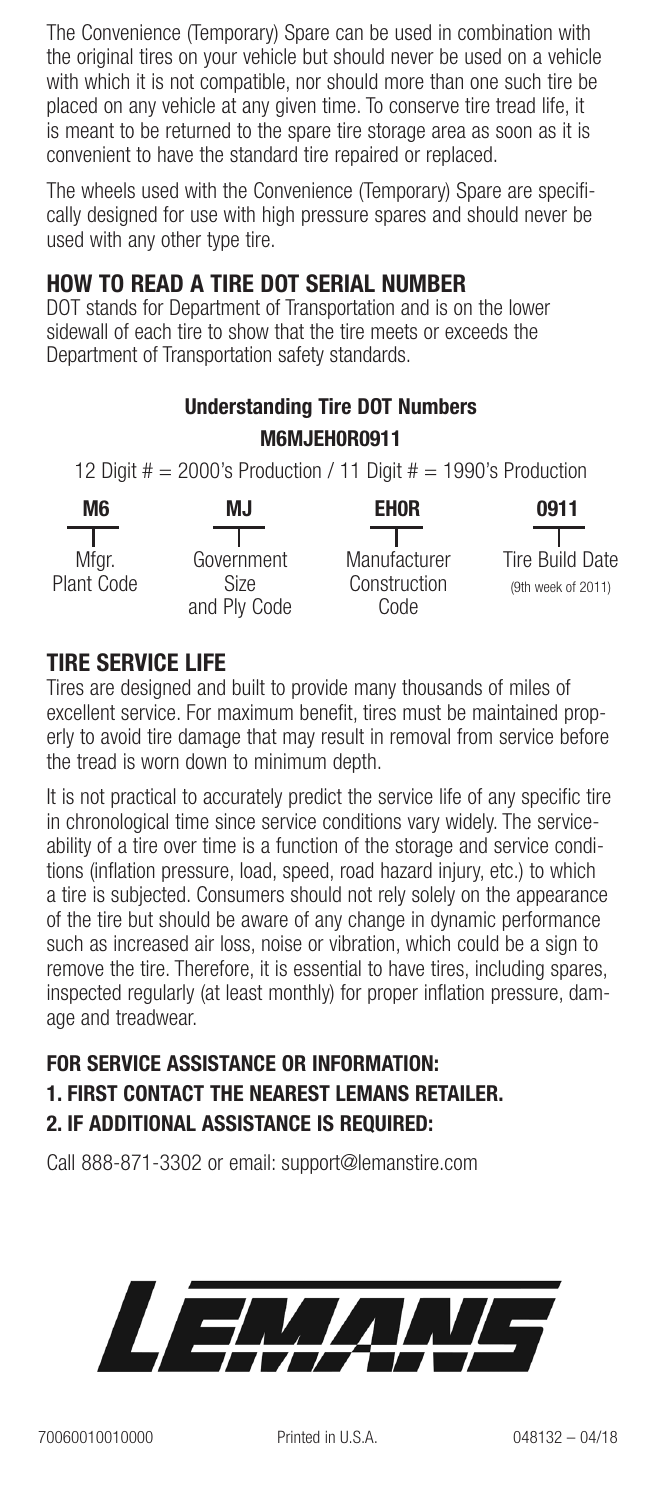The Convenience (Temporary) Spare can be used in combination with the original tires on your vehicle but should never be used on a vehicle with which it is not compatible, nor should more than one such tire be placed on any vehicle at any given time. To conserve tire tread life, it is meant to be returned to the spare tire storage area as soon as it is convenient to have the standard tire repaired or replaced.

The wheels used with the Convenience (Temporary) Spare are specifically designed for use with high pressure spares and should never be used with any other type tire.

## HOW TO READ A TIRE DOT SERIAL NUMBER

DOT stands for Department of Transportation and is on the lower sidewall of each tire to show that the tire meets or exceeds the Department of Transportation safety standards.

**Understanding Tire DOT Numbers**

**M6MJEH0R0911**

12 Digit # = 2000's Production / 11 Digit # = 1990's Production

| M6 | MJ | EH0R | 0911 |
|---|---|---|---|
| Mfgr. Plant Code | Government Size and Ply Code | Manufacturer Construction Code | Tire Build Date (9th week of 2011) |

## TIRE SERVICE LIFE

Tires are designed and built to provide many thousands of miles of excellent service. For maximum benefit, tires must be maintained properly to avoid tire damage that may result in removal from service before the tread is worn down to minimum depth.

It is not practical to accurately predict the service life of any specific tire in chronological time since service conditions vary widely. The serviceability of a tire over time is a function of the storage and service conditions (inflation pressure, load, speed, road hazard injury, etc.) to which a tire is subjected. Consumers should not rely solely on the appearance of the tire but should be aware of any change in dynamic performance such as increased air loss, noise or vibration, which could be a sign to remove the tire. Therefore, it is essential to have tires, including spares, inspected regularly (at least monthly) for proper inflation pressure, damage and treadwear.

## FOR SERVICE ASSISTANCE OR INFORMATION:
## 1. FIRST CONTACT THE NEAREST LEMANS RETAILER.
## 2. IF ADDITIONAL ASSISTANCE IS REQUIRED:

Call 888-871-3302 or email: support@lemanstire.com

LEMANS

70060010010000 Printed in U.S.A. 048132 – 04/18